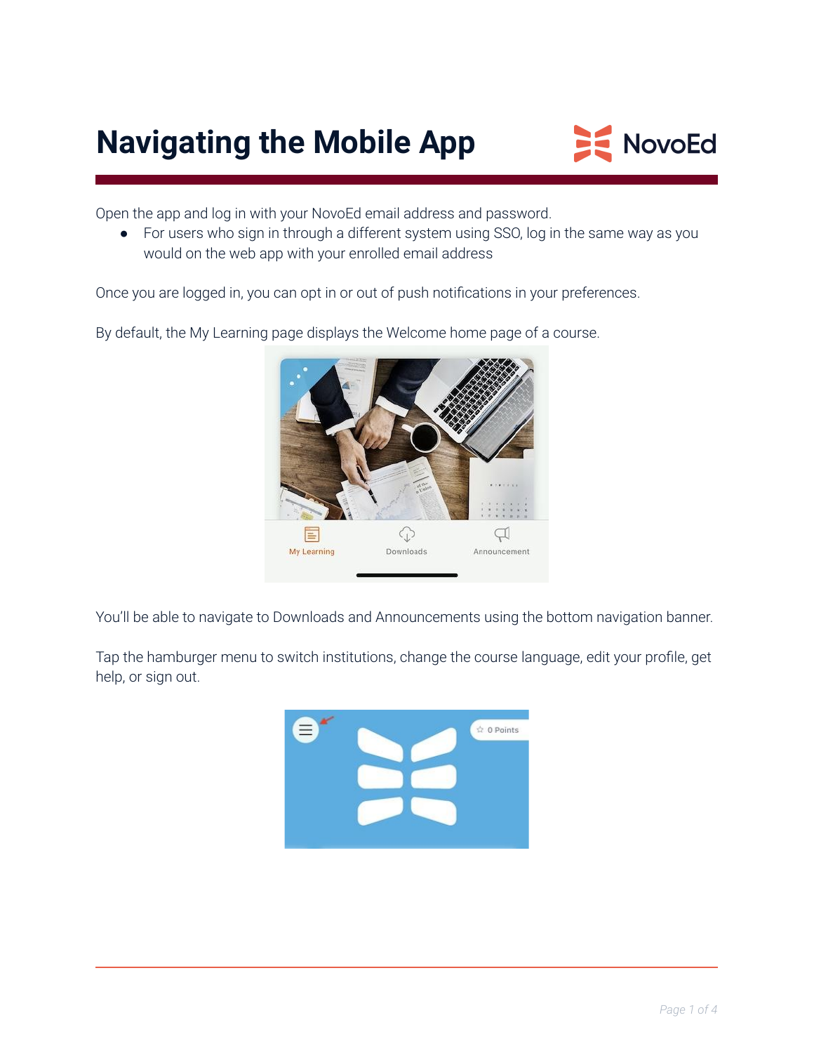# Navigating the Mobile App

Open the app and log in with your NovoEd email address and password.

- For users who sign in through a different system using SSO, log in the same way as you would on the web app with your enrolled email address

Once you are logged in, you can opt in or out of push notifications in your preferences.

By default, the My Learning page displays the Welcome home page of a course.

You'll be able to navigate to Downloads and Announcements using the bottom navigation banner.

Tap the hamburger menu to switch institutions, change the course language, edit your profile, get help, or sign out.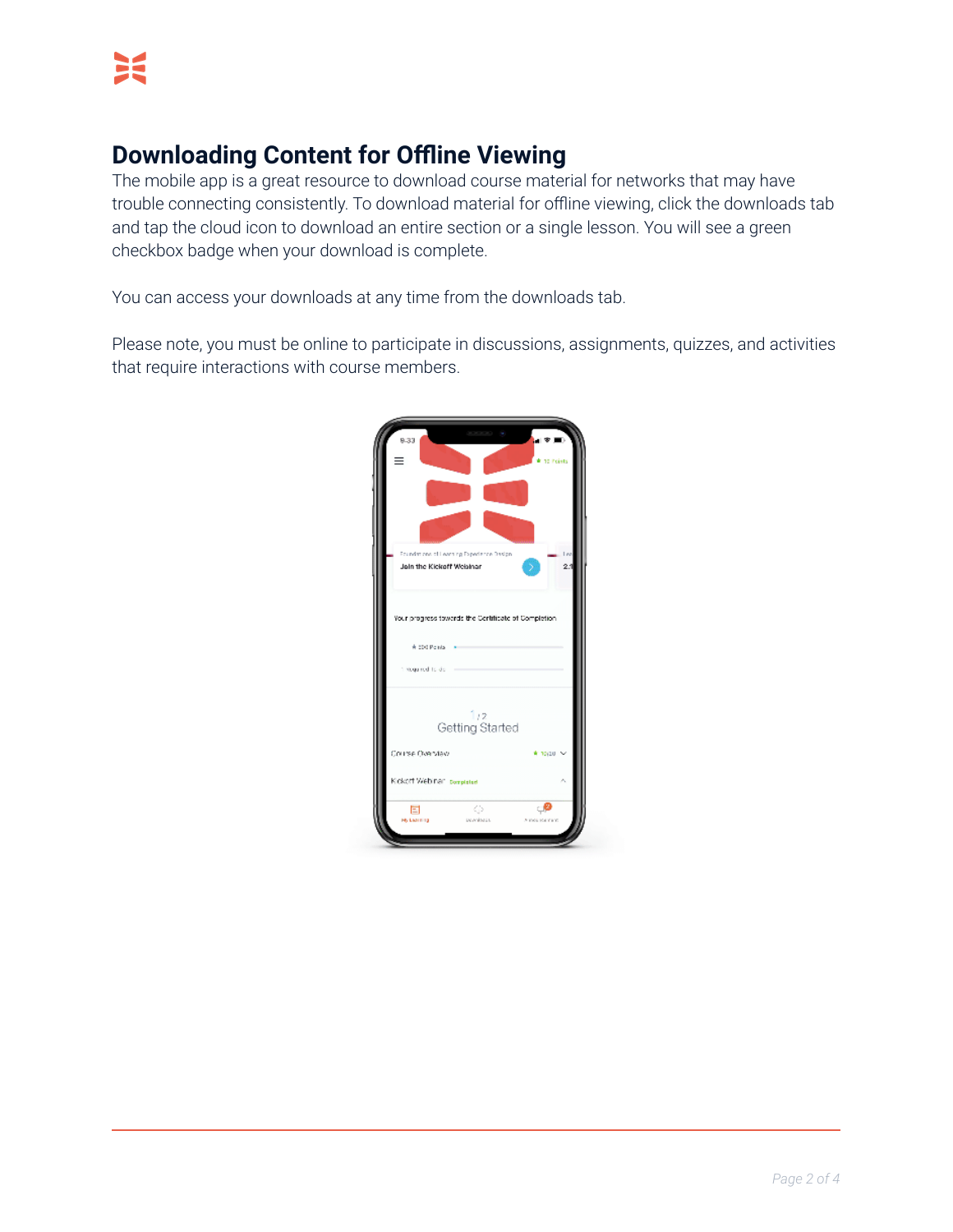# Downloading Content for Offline Viewing

The mobile app is a great resource to download course material for networks that may have trouble connecting consistently. To download material for offline viewing, click the downloads tab and tap the cloud icon to download an entire section or a single lesson. You will see a green checkbox badge when your download is complete.

You can access your downloads at any time from the downloads tab.

Please note, you must be online to participate in discussions, assignments, quizzes, and activities that require interactions with course members.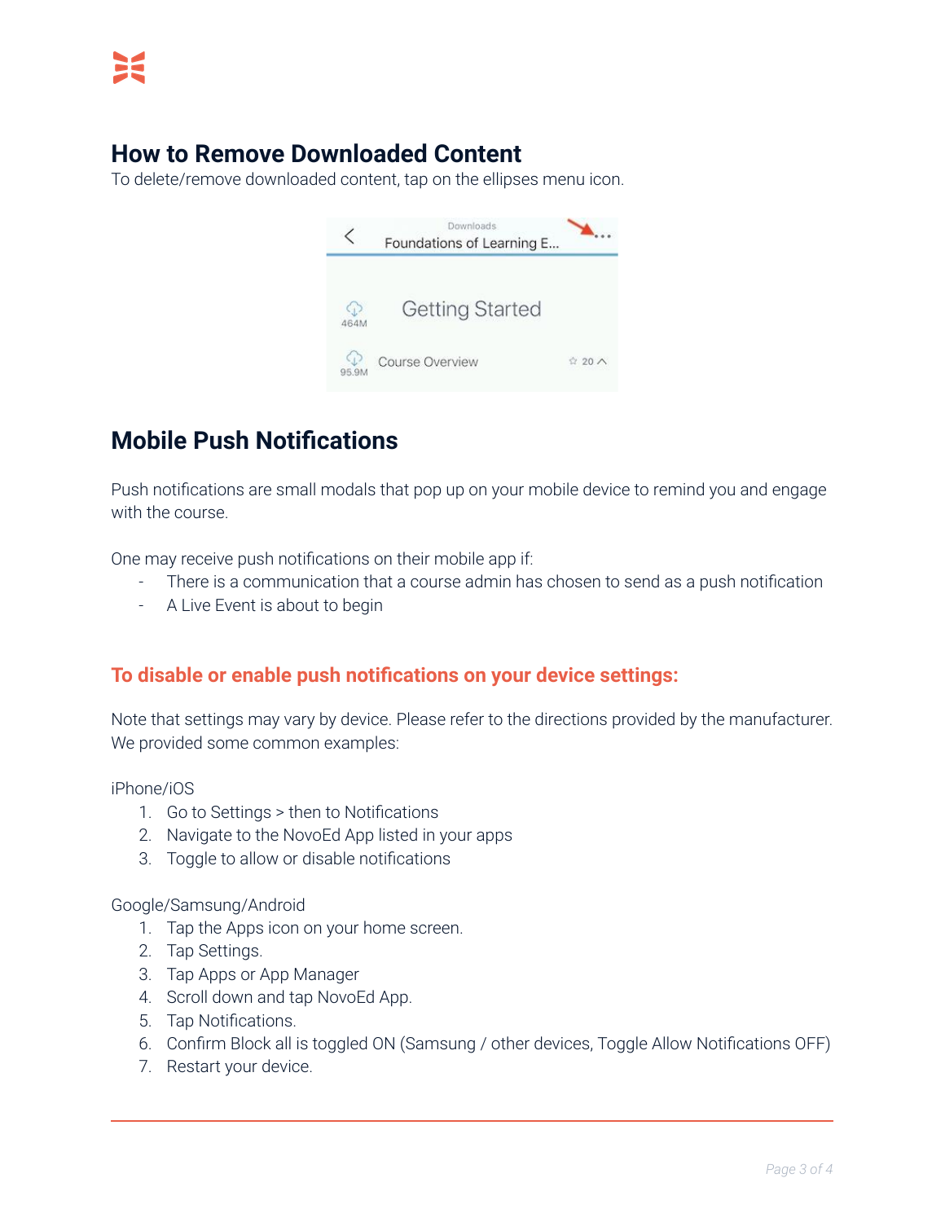## How to Remove Downloaded Content

To delete/remove downloaded content, tap on the ellipses menu icon.

## Mobile Push Notifications

Push notifications are small modals that pop up on your mobile device to remind you and engage with the course.

One may receive push notifications on their mobile app if:

- There is a communication that a course admin has chosen to send as a push notification
- A Live Event is about to begin

### To disable or enable push notifications on your device settings:

Note that settings may vary by device. Please refer to the directions provided by the manufacturer. We provided some common examples:

iPhone/iOS

1. Go to Settings > then to Notifications
2. Navigate to the NovoEd App listed in your apps
3. Toggle to allow or disable notifications

Google/Samsung/Android

1. Tap the Apps icon on your home screen.
2. Tap Settings.
3. Tap Apps or App Manager
4. Scroll down and tap NovoEd App.
5. Tap Notifications.
6. Confirm Block all is toggled ON (Samsung / other devices, Toggle Allow Notifications OFF)
7. Restart your device.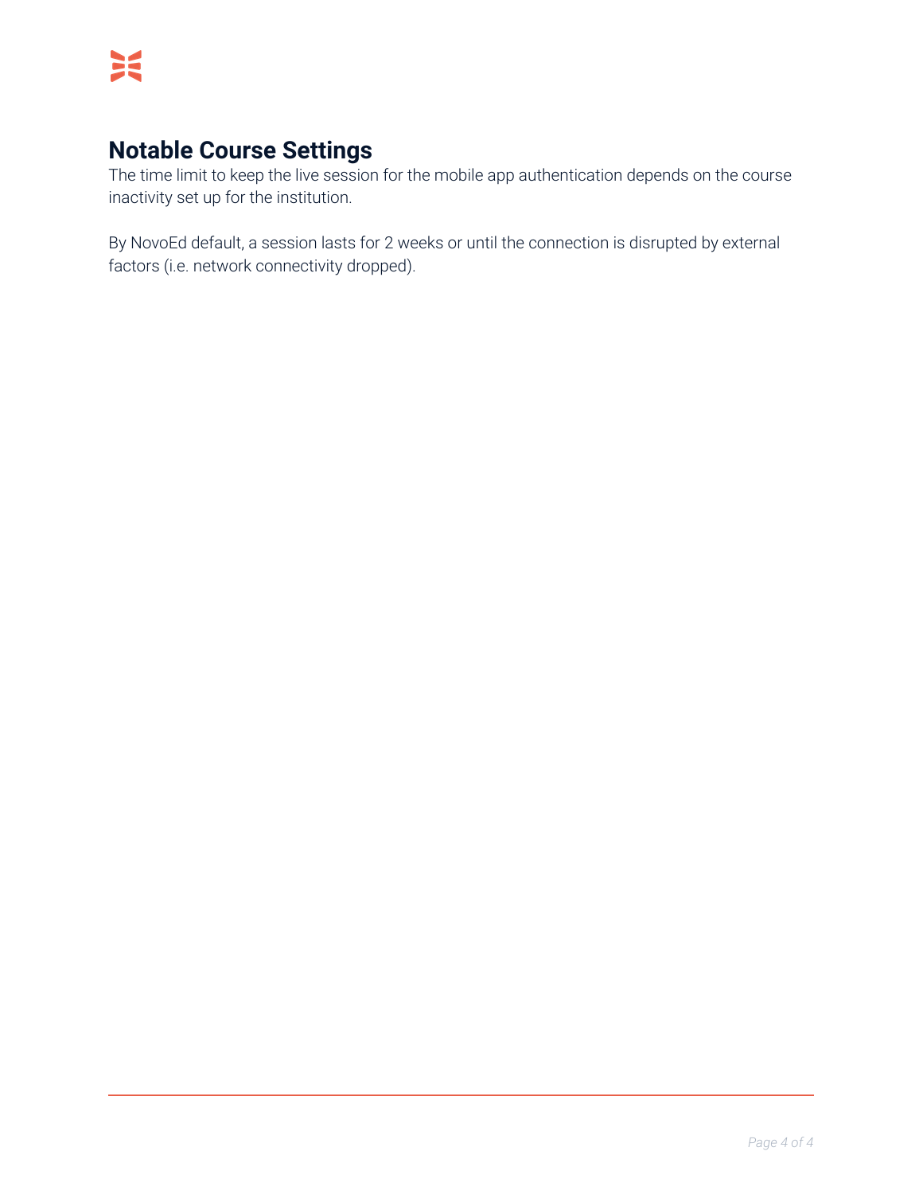## Notable Course Settings

The time limit to keep the live session for the mobile app authentication depends on the course inactivity set up for the institution.

By NovoEd default, a session lasts for 2 weeks or until the connection is disrupted by external factors (i.e. network connectivity dropped).